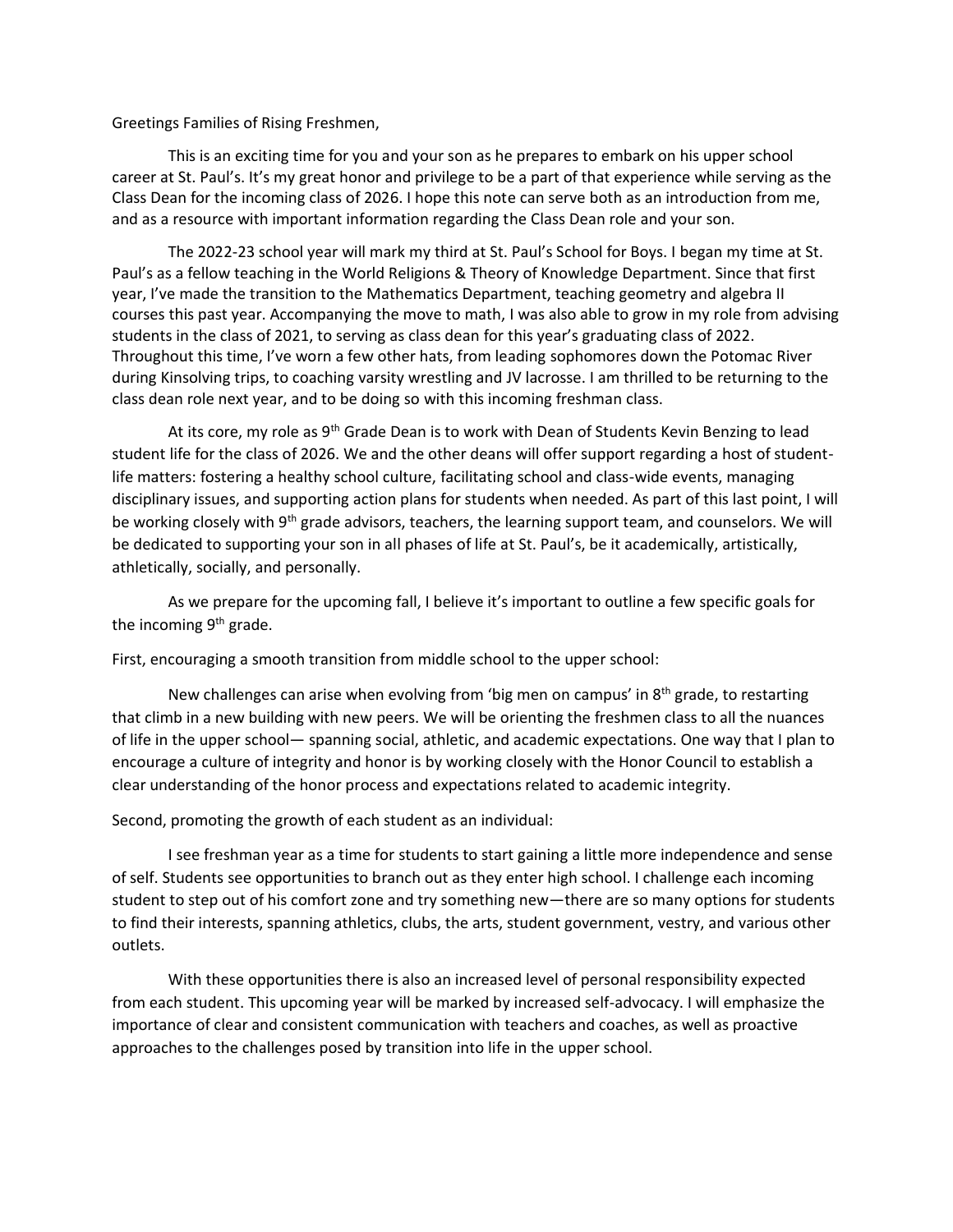Greetings Families of Rising Freshmen,

This is an exciting time for you and your son as he prepares to embark on his upper school career at St. Paul's. It's my great honor and privilege to be a part of that experience while serving as the Class Dean for the incoming class of 2026. I hope this note can serve both as an introduction from me, and as a resource with important information regarding the Class Dean role and your son.

The 2022-23 school year will mark my third at St. Paul's School for Boys. I began my time at St. Paul's as a fellow teaching in the World Religions & Theory of Knowledge Department. Since that first year, I've made the transition to the Mathematics Department, teaching geometry and algebra II courses this past year. Accompanying the move to math, I was also able to grow in my role from advising students in the class of 2021, to serving as class dean for this year's graduating class of 2022. Throughout this time, I've worn a few other hats, from leading sophomores down the Potomac River during Kinsolving trips, to coaching varsity wrestling and JV lacrosse. I am thrilled to be returning to the class dean role next year, and to be doing so with this incoming freshman class.

At its core, my role as 9th Grade Dean is to work with Dean of Students Kevin Benzing to lead student life for the class of 2026. We and the other deans will offer support regarding a host of student-life matters: fostering a healthy school culture, facilitating school and class-wide events, managing disciplinary issues, and supporting action plans for students when needed. As part of this last point, I will be working closely with 9th grade advisors, teachers, the learning support team, and counselors. We will be dedicated to supporting your son in all phases of life at St. Paul's, be it academically, artistically, athletically, socially, and personally.

As we prepare for the upcoming fall, I believe it's important to outline a few specific goals for the incoming 9th grade.

First, encouraging a smooth transition from middle school to the upper school:

New challenges can arise when evolving from 'big men on campus' in 8th grade, to restarting that climb in a new building with new peers. We will be orienting the freshmen class to all the nuances of life in the upper school— spanning social, athletic, and academic expectations. One way that I plan to encourage a culture of integrity and honor is by working closely with the Honor Council to establish a clear understanding of the honor process and expectations related to academic integrity.

Second, promoting the growth of each student as an individual:

I see freshman year as a time for students to start gaining a little more independence and sense of self. Students see opportunities to branch out as they enter high school. I challenge each incoming student to step out of his comfort zone and try something new—there are so many options for students to find their interests, spanning athletics, clubs, the arts, student government, vestry, and various other outlets.

With these opportunities there is also an increased level of personal responsibility expected from each student. This upcoming year will be marked by increased self-advocacy. I will emphasize the importance of clear and consistent communication with teachers and coaches, as well as proactive approaches to the challenges posed by transition into life in the upper school.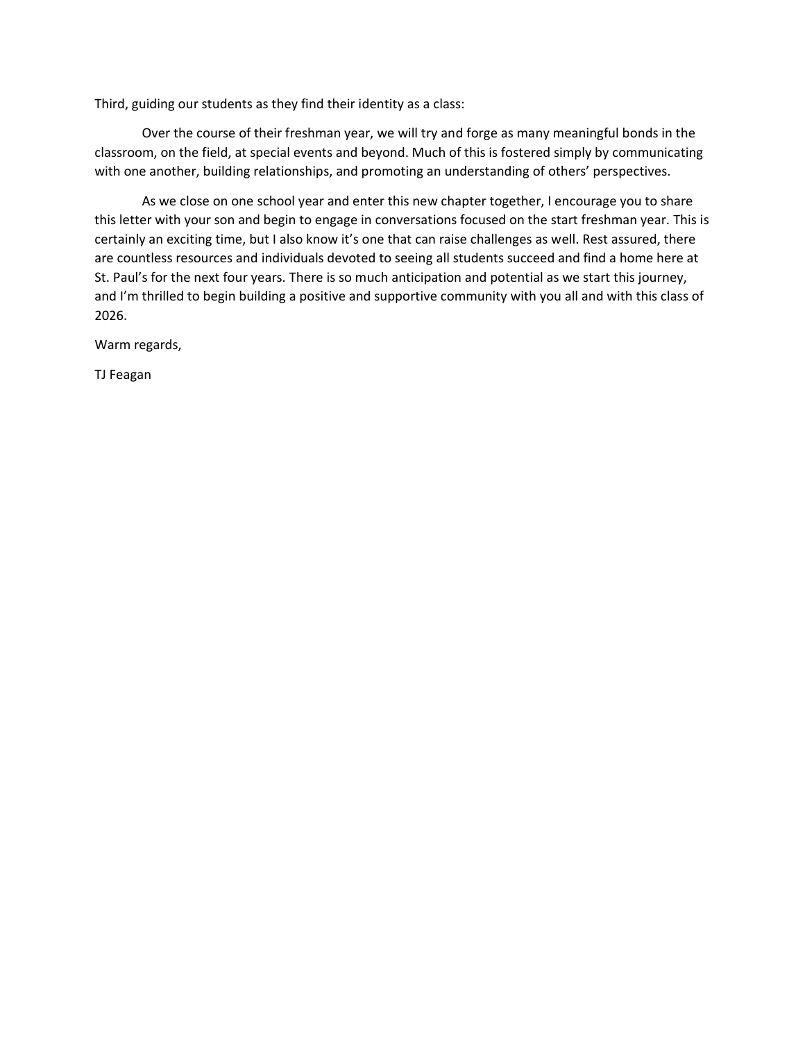Third, guiding our students as they find their identity as a class:

Over the course of their freshman year, we will try and forge as many meaningful bonds in the classroom, on the field, at special events and beyond. Much of this is fostered simply by communicating with one another, building relationships, and promoting an understanding of others' perspectives.

As we close on one school year and enter this new chapter together, I encourage you to share this letter with your son and begin to engage in conversations focused on the start freshman year. This is certainly an exciting time, but I also know it's one that can raise challenges as well. Rest assured, there are countless resources and individuals devoted to seeing all students succeed and find a home here at St. Paul's for the next four years. There is so much anticipation and potential as we start this journey, and I'm thrilled to begin building a positive and supportive community with you all and with this class of 2026.

Warm regards,

TJ Feagan